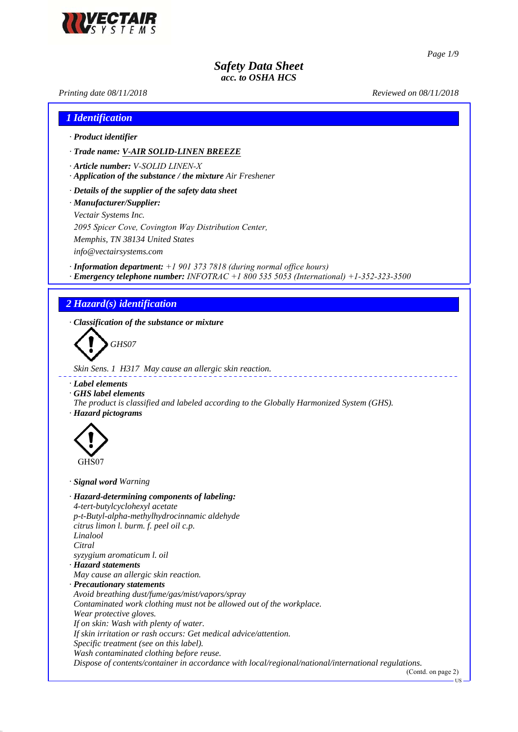# Safety Data Sheet
*acc. to OSHA HCS*

*Printing date 08/11/2018* *Reviewed on 08/11/2018*

## 1 Identification

· **Product identifier**

· **Trade name: V-AIR SOLID-LINEN BREEZE**

· **Article number:** V-SOLID LINEN-X

· **Application of the substance / the mixture** Air Freshener

· **Details of the supplier of the safety data sheet**

· **Manufacturer/Supplier:**

Vectair Systems Inc.
2095 Spicer Cove, Covington Way Distribution Center,
Memphis, TN 38134 United States
info@vectairsystems.com

· **Information department:** +1 901 373 7818 (during normal office hours)

· **Emergency telephone number:** INFOTRAC +1 800 535 5053 (International) +1-352-323-3500

## 2 Hazard(s) identification

· **Classification of the substance or mixture**

GHS07

Skin Sens. 1 H317 May cause an allergic skin reaction.

· **Label elements**

· **GHS label elements**

The product is classified and labeled according to the Globally Harmonized System (GHS).

· **Hazard pictograms**

GHS07

· **Signal word** Warning

· **Hazard-determining components of labeling:**

4-tert-butylcyclohexyl acetate
p-t-Butyl-alpha-methylhydrocinnamic aldehyde
citrus limon l. burm. f. peel oil c.p.
Linalool
Citral
syzygium aromaticum l. oil

· **Hazard statements**

May cause an allergic skin reaction.

· **Precautionary statements**

Avoid breathing dust/fume/gas/mist/vapors/spray
Contaminated work clothing must not be allowed out of the workplace.
Wear protective gloves.
If on skin: Wash with plenty of water.
If skin irritation or rash occurs: Get medical advice/attention.
Specific treatment (see on this label).
Wash contaminated clothing before reuse.
Dispose of contents/container in accordance with local/regional/national/international regulations.

(Contd. on page 2)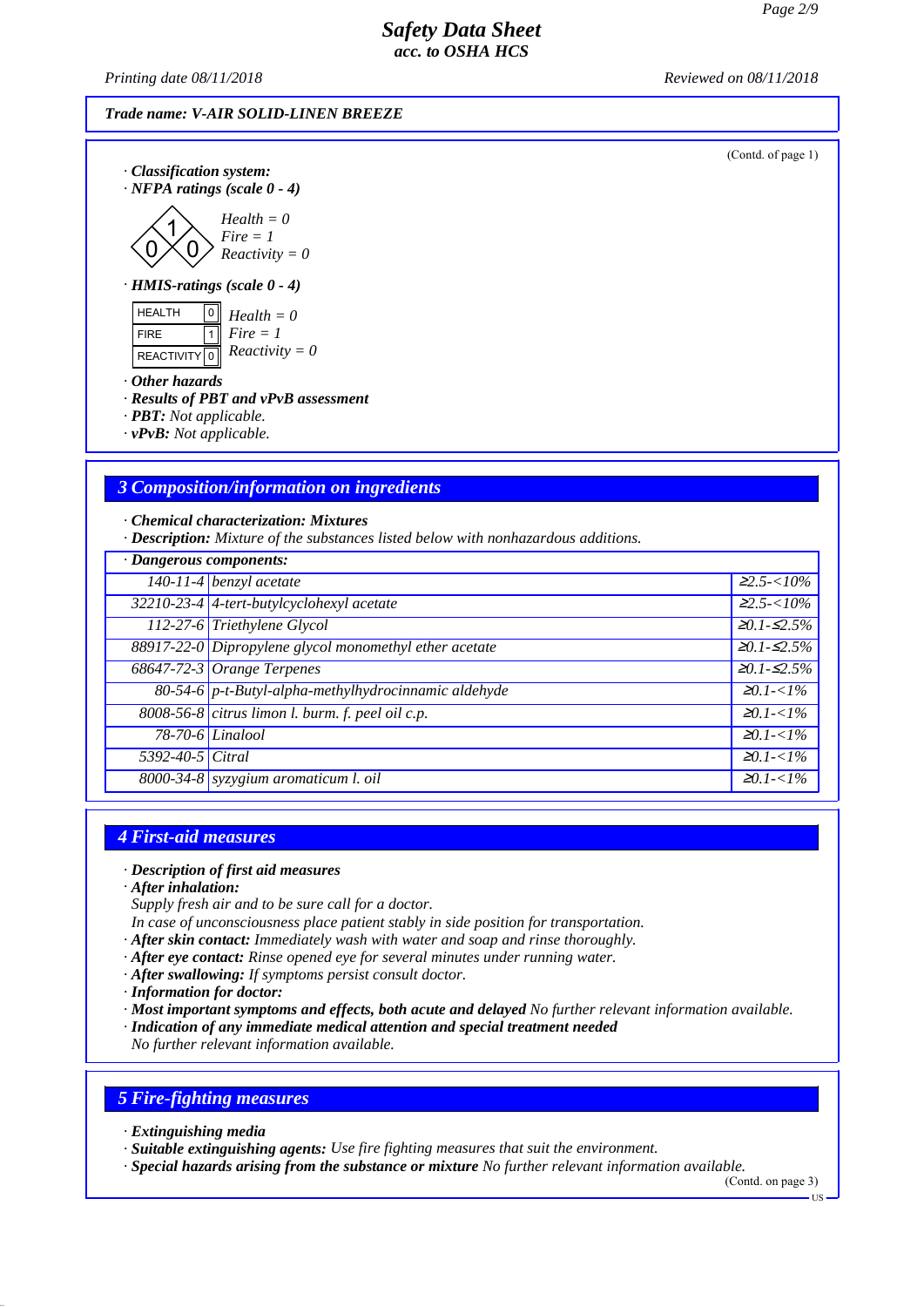Trade name: V-AIR SOLID-LINEN BREEZE

(Contd. of page 1)

· *Classification system:*
· ***NFPA ratings (scale 0 - 4)***

*Health = 0*
*Fire = 1*
*Reactivity = 0*

· ***HMIS-ratings (scale 0 - 4)***

| | |
|---|---|
| HEALTH | 0 |
| FIRE | 1 |
| REACTIVITY | 0 |

*Health = 0*
*Fire = 1*
*Reactivity = 0*

· ***Other hazards***
· ***Results of PBT and vPvB assessment***
· ***PBT:*** *Not applicable.*
· ***vPvB:*** *Not applicable.*

## 3 Composition/information on ingredients

· ***Chemical characterization: Mixtures***
· ***Description:*** *Mixture of the substances listed below with nonhazardous additions.*

| · Dangerous components: | | |
|---|---|---|
| 140-11-4 | benzyl acetate | ≥2.5-<10% |
| 32210-23-4 | 4-tert-butylcyclohexyl acetate | ≥2.5-<10% |
| 112-27-6 | Triethylene Glycol | ≥0.1-≤2.5% |
| 88917-22-0 | Dipropylene glycol monomethyl ether acetate | ≥0.1-≤2.5% |
| 68647-72-3 | Orange Terpenes | ≥0.1-≤2.5% |
| 80-54-6 | p-t-Butyl-alpha-methylhydrocinnamic aldehyde | ≥0.1-<1% |
| 8008-56-8 | citrus limon l. burm. f. peel oil c.p. | ≥0.1-<1% |
| 78-70-6 | Linalool | ≥0.1-<1% |
| 5392-40-5 | Citral | ≥0.1-<1% |
| 8000-34-8 | syzygium aromaticum l. oil | ≥0.1-<1% |

## 4 First-aid measures

· ***Description of first aid measures***
· ***After inhalation:***
*Supply fresh air and to be sure call for a doctor.*
*In case of unconsciousness place patient stably in side position for transportation.*
· ***After skin contact:*** *Immediately wash with water and soap and rinse thoroughly.*
· ***After eye contact:*** *Rinse opened eye for several minutes under running water.*
· ***After swallowing:*** *If symptoms persist consult doctor.*
· ***Information for doctor:***
· ***Most important symptoms and effects, both acute and delayed*** *No further relevant information available.*
· ***Indication of any immediate medical attention and special treatment needed***
*No further relevant information available.*

## 5 Fire-fighting measures

· ***Extinguishing media***
· ***Suitable extinguishing agents:*** *Use fire fighting measures that suit the environment.*
· ***Special hazards arising from the substance or mixture*** *No further relevant information available.*

(Contd. on page 3)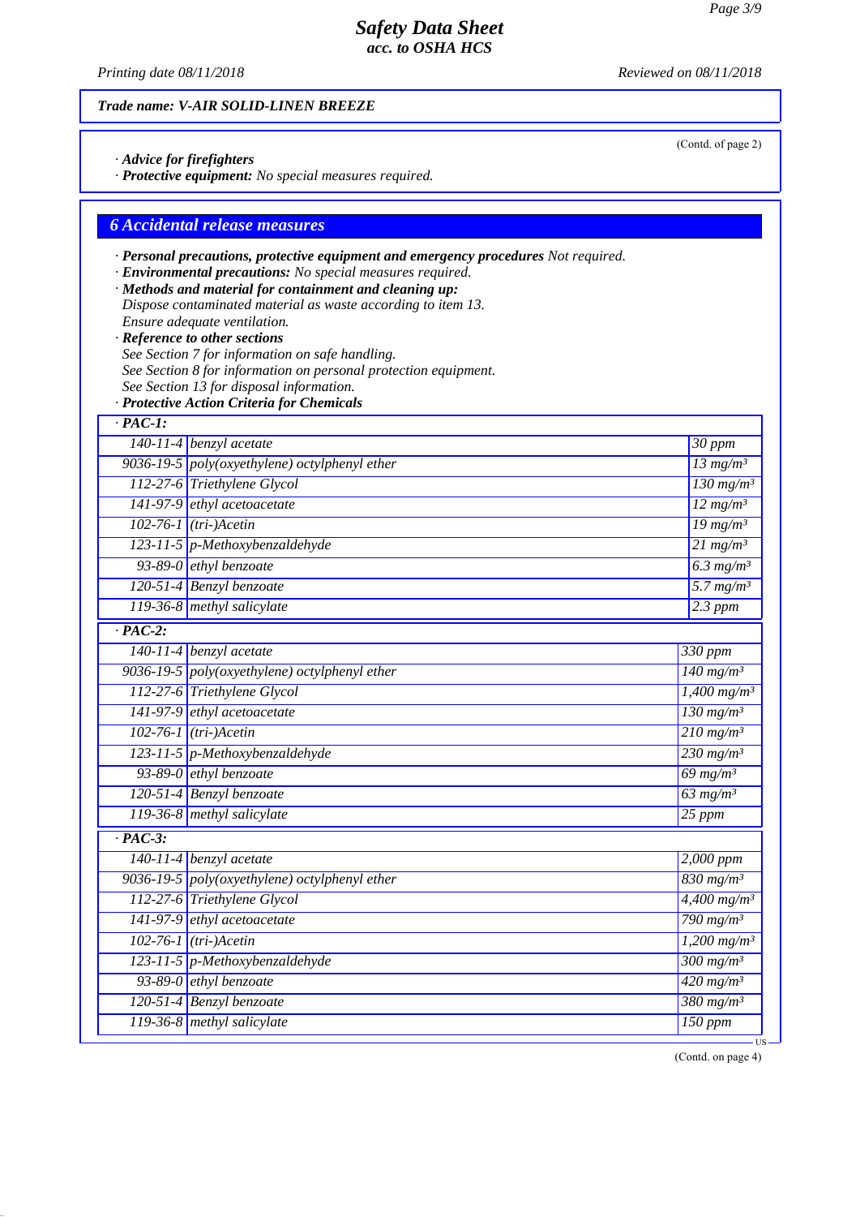*Trade name: V-AIR SOLID-LINEN BREEZE*

(Contd. of page 2)

· ***Advice for firefighters***
· ***Protective equipment:*** *No special measures required.*

## *6 Accidental release measures*

· ***Personal precautions, protective equipment and emergency procedures*** *Not required.*
· ***Environmental precautions:*** *No special measures required.*
· ***Methods and material for containment and cleaning up:***
*Dispose contaminated material as waste according to item 13.*
*Ensure adequate ventilation.*
· ***Reference to other sections***
*See Section 7 for information on safe handling.*
*See Section 8 for information on personal protection equipment.*
*See Section 13 for disposal information.*
· ***Protective Action Criteria for Chemicals***

| | | |
|---|---|---|
| **· PAC-1:** | | |
| 140-11-4 | benzyl acetate | 30 ppm |
| 9036-19-5 | poly(oxyethylene) octylphenyl ether | 13 mg/m³ |
| 112-27-6 | Triethylene Glycol | 130 mg/m³ |
| 141-97-9 | ethyl acetoacetate | 12 mg/m³ |
| 102-76-1 | (tri-)Acetin | 19 mg/m³ |
| 123-11-5 | p-Methoxybenzaldehyde | 21 mg/m³ |
| 93-89-0 | ethyl benzoate | 6.3 mg/m³ |
| 120-51-4 | Benzyl benzoate | 5.7 mg/m³ |
| 119-36-8 | methyl salicylate | 2.3 ppm |
| **· PAC-2:** | | |
| 140-11-4 | benzyl acetate | 330 ppm |
| 9036-19-5 | poly(oxyethylene) octylphenyl ether | 140 mg/m³ |
| 112-27-6 | Triethylene Glycol | 1,400 mg/m³ |
| 141-97-9 | ethyl acetoacetate | 130 mg/m³ |
| 102-76-1 | (tri-)Acetin | 210 mg/m³ |
| 123-11-5 | p-Methoxybenzaldehyde | 230 mg/m³ |
| 93-89-0 | ethyl benzoate | 69 mg/m³ |
| 120-51-4 | Benzyl benzoate | 63 mg/m³ |
| 119-36-8 | methyl salicylate | 25 ppm |
| **· PAC-3:** | | |
| 140-11-4 | benzyl acetate | 2,000 ppm |
| 9036-19-5 | poly(oxyethylene) octylphenyl ether | 830 mg/m³ |
| 112-27-6 | Triethylene Glycol | 4,400 mg/m³ |
| 141-97-9 | ethyl acetoacetate | 790 mg/m³ |
| 102-76-1 | (tri-)Acetin | 1,200 mg/m³ |
| 123-11-5 | p-Methoxybenzaldehyde | 300 mg/m³ |
| 93-89-0 | ethyl benzoate | 420 mg/m³ |
| 120-51-4 | Benzyl benzoate | 380 mg/m³ |
| 119-36-8 | methyl salicylate | 150 ppm |

(Contd. on page 4)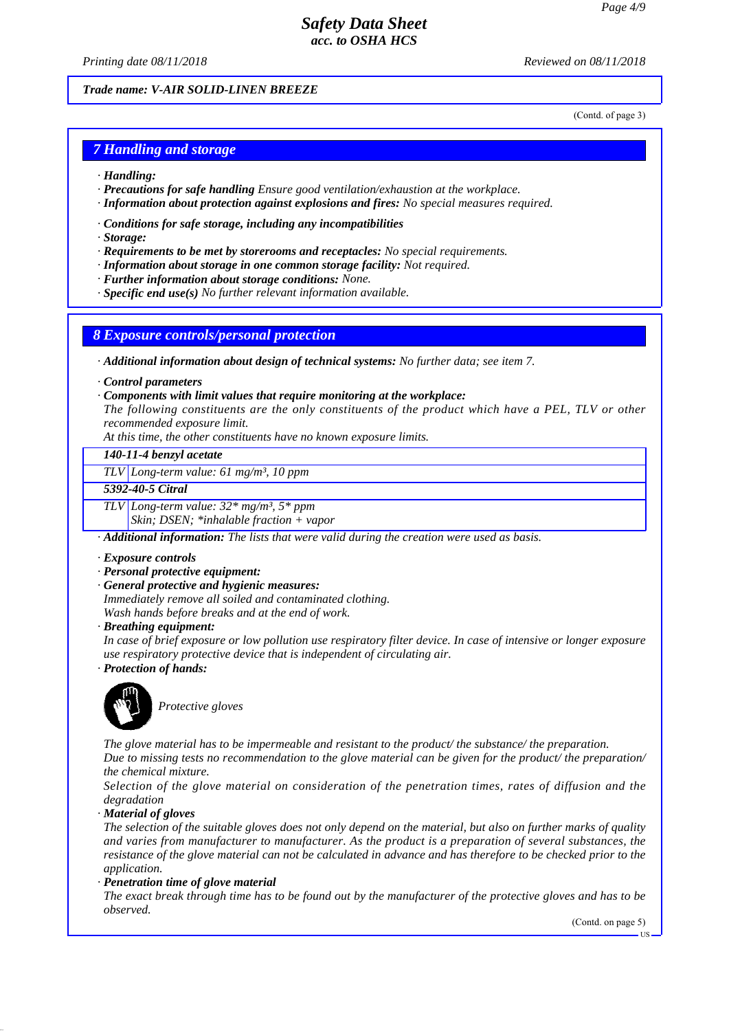**Trade name: V-AIR SOLID-LINEN BREEZE**

(Contd. of page 3)

## 7 Handling and storage

· **Handling:**
· **Precautions for safe handling** Ensure good ventilation/exhaustion at the workplace.
· **Information about protection against explosions and fires:** No special measures required.

· **Conditions for safe storage, including any incompatibilities**
· **Storage:**
· **Requirements to be met by storerooms and receptacles:** No special requirements.
· **Information about storage in one common storage facility:** Not required.
· **Further information about storage conditions:** None.
· **Specific end use(s)** No further relevant information available.

## 8 Exposure controls/personal protection

· **Additional information about design of technical systems:** No further data; see item 7.

· **Control parameters**
· **Components with limit values that require monitoring at the workplace:**
The following constituents are the only constituents of the product which have a PEL, TLV or other recommended exposure limit.
At this time, the other constituents have no known exposure limits.

| | |
|---|---|
| **140-11-4 benzyl acetate** | |
| TLV | Long-term value: 61 mg/m³, 10 ppm |
| **5392-40-5 Citral** | |
| TLV | Long-term value: 32* mg/m³, 5* ppm<br>Skin; DSEN; *inhalable fraction + vapor |

· **Additional information:** The lists that were valid during the creation were used as basis.

· **Exposure controls**
· **Personal protective equipment:**
· **General protective and hygienic measures:**
Immediately remove all soiled and contaminated clothing.
Wash hands before breaks and at the end of work.
· **Breathing equipment:**
In case of brief exposure or low pollution use respiratory filter device. In case of intensive or longer exposure use respiratory protective device that is independent of circulating air.
· **Protection of hands:**

Protective gloves

The glove material has to be impermeable and resistant to the product/ the substance/ the preparation.
Due to missing tests no recommendation to the glove material can be given for the product/ the preparation/ the chemical mixture.
Selection of the glove material on consideration of the penetration times, rates of diffusion and the degradation
· **Material of gloves**
The selection of the suitable gloves does not only depend on the material, but also on further marks of quality and varies from manufacturer to manufacturer. As the product is a preparation of several substances, the resistance of the glove material can not be calculated in advance and has therefore to be checked prior to the application.
· **Penetration time of glove material**
The exact break through time has to be found out by the manufacturer of the protective gloves and has to be observed.

(Contd. on page 5)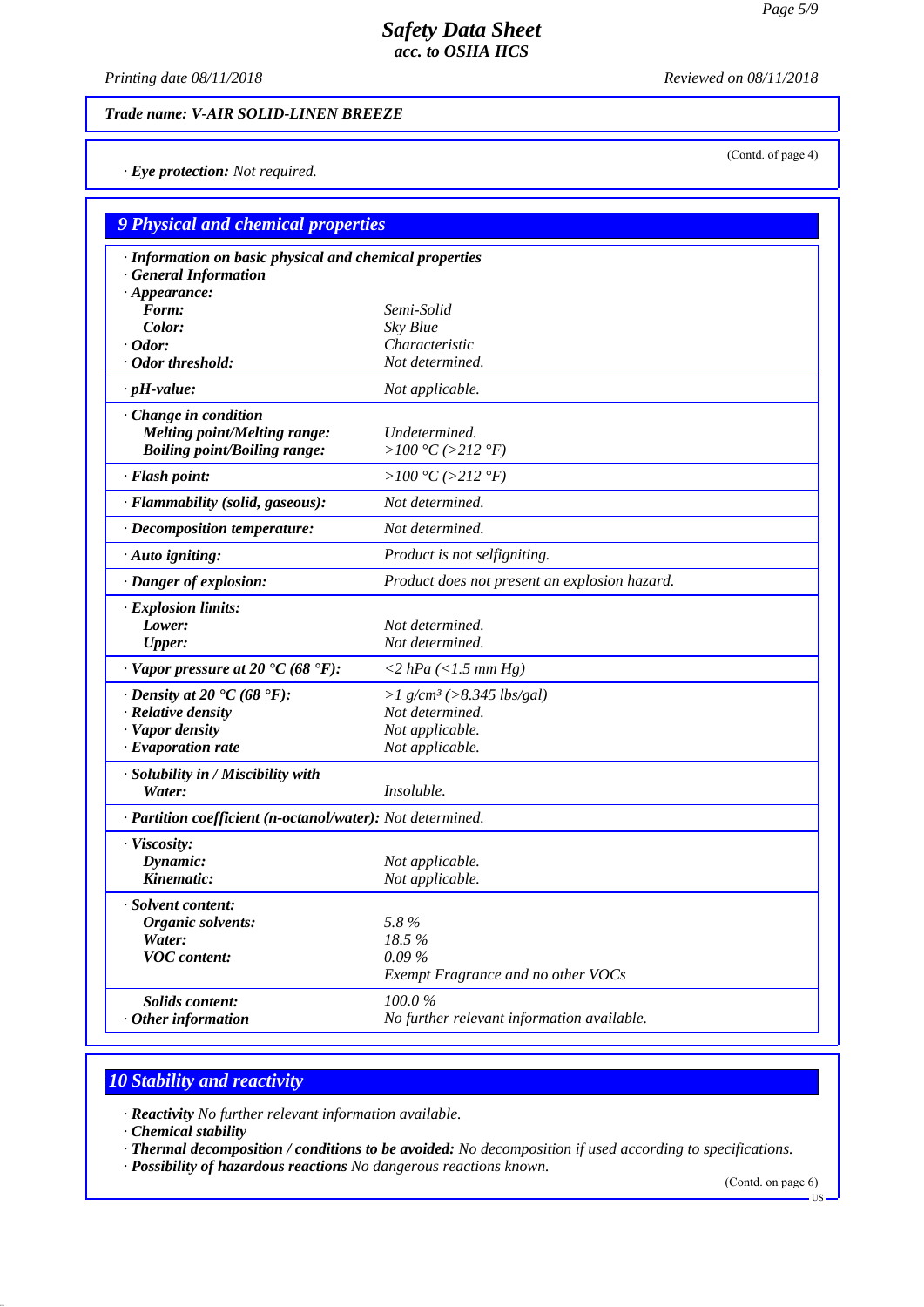Trade name: V-AIR SOLID-LINEN BREEZE

(Contd. of page 4)

· **Eye protection:** Not required.

## 9 Physical and chemical properties

| | |
|---|---|
| · **Information on basic physical and chemical properties** | |
| · **General Information** | |
| · **Appearance:** | |
| **Form:** | Semi-Solid |
| **Color:** | Sky Blue |
| · **Odor:** | Characteristic |
| · **Odor threshold:** | Not determined. |
| · **pH-value:** | Not applicable. |
| · **Change in condition** | |
| **Melting point/Melting range:** | Undetermined. |
| **Boiling point/Boiling range:** | >100 °C (>212 °F) |
| · **Flash point:** | >100 °C (>212 °F) |
| · **Flammability (solid, gaseous):** | Not determined. |
| · **Decomposition temperature:** | Not determined. |
| · **Auto igniting:** | Product is not selfigniting. |
| · **Danger of explosion:** | Product does not present an explosion hazard. |
| · **Explosion limits:** | |
| **Lower:** | Not determined. |
| **Upper:** | Not determined. |
| · **Vapor pressure at 20 °C (68 °F):** | <2 hPa (<1.5 mm Hg) |
| · **Density at 20 °C (68 °F):** | >1 g/cm³ (>8.345 lbs/gal) |
| · **Relative density** | Not determined. |
| · **Vapor density** | Not applicable. |
| · **Evaporation rate** | Not applicable. |
| · **Solubility in / Miscibility with** | |
| **Water:** | Insoluble. |
| · **Partition coefficient (n-octanol/water):** | Not determined. |
| · **Viscosity:** | |
| **Dynamic:** | Not applicable. |
| **Kinematic:** | Not applicable. |
| · **Solvent content:** | |
| **Organic solvents:** | 5.8 % |
| **Water:** | 18.5 % |
| **VOC content:** | 0.09 % |
| | Exempt Fragrance and no other VOCs |
| **Solids content:** | 100.0 % |
| · **Other information** | No further relevant information available. |

## 10 Stability and reactivity

· **Reactivity** No further relevant information available.
· **Chemical stability**
· **Thermal decomposition / conditions to be avoided:** No decomposition if used according to specifications.
· **Possibility of hazardous reactions** No dangerous reactions known.

(Contd. on page 6)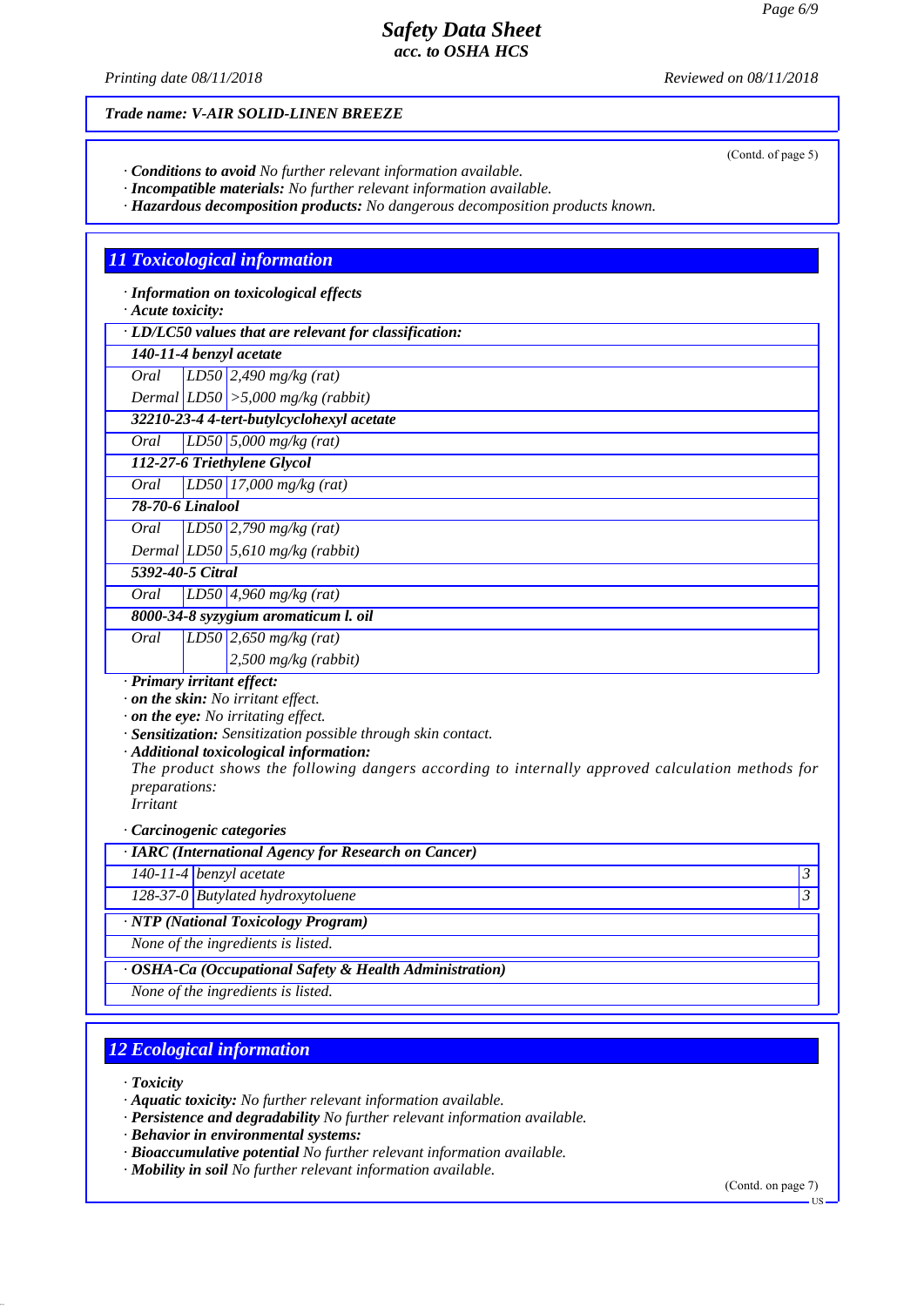*Trade name: V-AIR SOLID-LINEN BREEZE*

(Contd. of page 5)

· ***Conditions to avoid*** *No further relevant information available.*
· ***Incompatible materials:*** *No further relevant information available.*
· ***Hazardous decomposition products:*** *No dangerous decomposition products known.*

## 11 Toxicological information

· ***Information on toxicological effects***
· ***Acute toxicity:***

| · LD/LC50 values that are relevant for classification: | | |
|---|---|---|
| **140-11-4 benzyl acetate** | | |
| Oral | LD50 | 2,490 mg/kg (rat) |
| Dermal | LD50 | >5,000 mg/kg (rabbit) |
| **32210-23-4 4-tert-butylcyclohexyl acetate** | | |
| Oral | LD50 | 5,000 mg/kg (rat) |
| **112-27-6 Triethylene Glycol** | | |
| Oral | LD50 | 17,000 mg/kg (rat) |
| **78-70-6 Linalool** | | |
| Oral | LD50 | 2,790 mg/kg (rat) |
| Dermal | LD50 | 5,610 mg/kg (rabbit) |
| **5392-40-5 Citral** | | |
| Oral | LD50 | 4,960 mg/kg (rat) |
| **8000-34-8 syzygium aromaticum l. oil** | | |
| Oral | LD50 | 2,650 mg/kg (rat) |
| | | 2,500 mg/kg (rabbit) |

· ***Primary irritant effect:***
· ***on the skin:*** *No irritant effect.*
· ***on the eye:*** *No irritating effect.*
· ***Sensitization:*** *Sensitization possible through skin contact.*
· ***Additional toxicological information:***
*The product shows the following dangers according to internally approved calculation methods for preparations:*
*Irritant*

· ***Carcinogenic categories***

| · IARC (International Agency for Research on Cancer) | | |
|---|---|---|
| 140-11-4 | benzyl acetate | 3 |
| 128-37-0 | Butylated hydroxytoluene | 3 |

| · NTP (National Toxicology Program) |
|---|
| None of the ingredients is listed. |

| · OSHA-Ca (Occupational Safety & Health Administration) |
|---|
| None of the ingredients is listed. |

## 12 Ecological information

· ***Toxicity***
· ***Aquatic toxicity:*** *No further relevant information available.*
· ***Persistence and degradability*** *No further relevant information available.*
· ***Behavior in environmental systems:***
· ***Bioaccumulative potential*** *No further relevant information available.*
· ***Mobility in soil*** *No further relevant information available.*

(Contd. on page 7)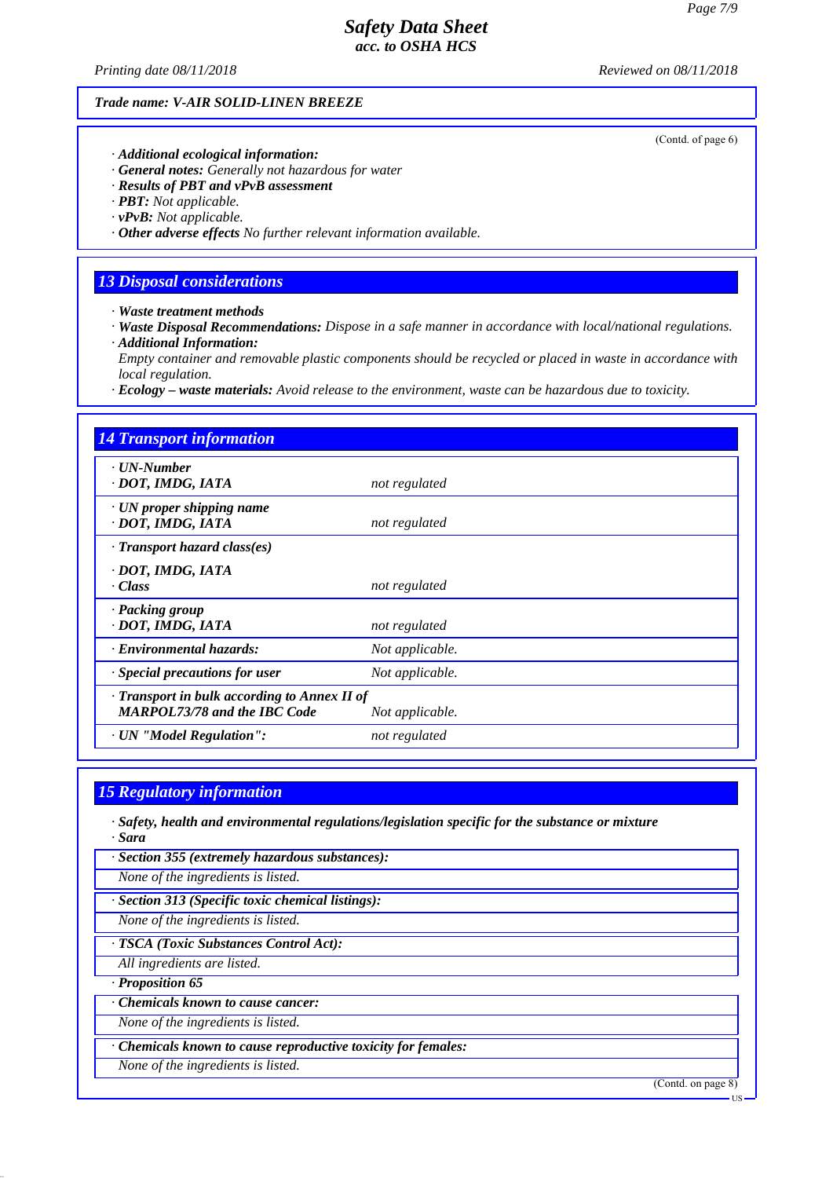**Trade name: V-AIR SOLID-LINEN BREEZE**

(Contd. of page 6)

· ***Additional ecological information:***
· ***General notes:*** *Generally not hazardous for water*
· ***Results of PBT and vPvB assessment***
· ***PBT:*** *Not applicable.*
· ***vPvB:*** *Not applicable.*
· ***Other adverse effects*** *No further relevant information available.*

## 13 Disposal considerations

· ***Waste treatment methods***
· ***Waste Disposal Recommendations:*** *Dispose in a safe manner in accordance with local/national regulations.*
· ***Additional Information:***
*Empty container and removable plastic components should be recycled or placed in waste in accordance with local regulation.*
· ***Ecology – waste materials:*** *Avoid release to the environment, waste can be hazardous due to toxicity.*

## 14 Transport information

| | |
|---|---|
| · **UN-Number** <br> · **DOT, IMDG, IATA** | not regulated |
| · **UN proper shipping name** <br> · **DOT, IMDG, IATA** | not regulated |
| · **Transport hazard class(es)** <br> · **DOT, IMDG, IATA** <br> · **Class** | not regulated |
| · **Packing group** <br> · **DOT, IMDG, IATA** | not regulated |
| · **Environmental hazards:** | Not applicable. |
| · **Special precautions for user** | Not applicable. |
| · **Transport in bulk according to Annex II of MARPOL73/78 and the IBC Code** | Not applicable. |
| · **UN "Model Regulation":** | not regulated |

## 15 Regulatory information

· ***Safety, health and environmental regulations/legislation specific for the substance or mixture***
· ***Sara***

· ***Section 355 (extremely hazardous substances):***
*None of the ingredients is listed.*

· ***Section 313 (Specific toxic chemical listings):***
*None of the ingredients is listed.*

· ***TSCA (Toxic Substances Control Act):***
*All ingredients are listed.*

· ***Proposition 65***

· ***Chemicals known to cause cancer:***
*None of the ingredients is listed.*

· ***Chemicals known to cause reproductive toxicity for females:***
*None of the ingredients is listed.*

(Contd. on page 8)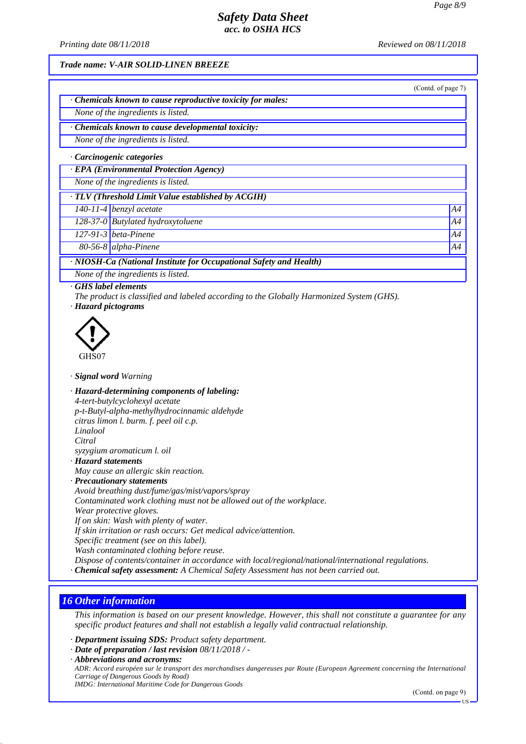Trade name: V-AIR SOLID-LINEN BREEZE

(Contd. of page 7)

· **Chemicals known to cause reproductive toxicity for males:**

None of the ingredients is listed.

· **Chemicals known to cause developmental toxicity:**

None of the ingredients is listed.

· **Carcinogenic categories**

· **EPA (Environmental Protection Agency)**

None of the ingredients is listed.

· **TLV (Threshold Limit Value established by ACGIH)**

| | | |
|---|---|---|
| 140-11-4 | benzyl acetate | A4 |
| 128-37-0 | Butylated hydroxytoluene | A4 |
| 127-91-3 | beta-Pinene | A4 |
| 80-56-8 | alpha-Pinene | A4 |

· **NIOSH-Ca (National Institute for Occupational Safety and Health)**

None of the ingredients is listed.

· **GHS label elements**

The product is classified and labeled according to the Globally Harmonized System (GHS).

· **Hazard pictograms**

GHS07

· **Signal word** Warning

· **Hazard-determining components of labeling:**

4-tert-butylcyclohexyl acetate
p-t-Butyl-alpha-methylhydrocinnamic aldehyde
citrus limon l. burm. f. peel oil c.p.
Linalool
Citral
syzygium aromaticum l. oil

· **Hazard statements**

May cause an allergic skin reaction.

· **Precautionary statements**

Avoid breathing dust/fume/gas/mist/vapors/spray
Contaminated work clothing must not be allowed out of the workplace.
Wear protective gloves.
If on skin: Wash with plenty of water.
If skin irritation or rash occurs: Get medical advice/attention.
Specific treatment (see on this label).
Wash contaminated clothing before reuse.
Dispose of contents/container in accordance with local/regional/national/international regulations.

· **Chemical safety assessment:** A Chemical Safety Assessment has not been carried out.

## 16 Other information

This information is based on our present knowledge. However, this shall not constitute a guarantee for any specific product features and shall not establish a legally valid contractual relationship.

· **Department issuing SDS:** Product safety department.

· **Date of preparation / last revision** 08/11/2018 / -

· **Abbreviations and acronyms:**

ADR: Accord européen sur le transport des marchandises dangereuses par Route (European Agreement concerning the International Carriage of Dangerous Goods by Road)
IMDG: International Maritime Code for Dangerous Goods

(Contd. on page 9)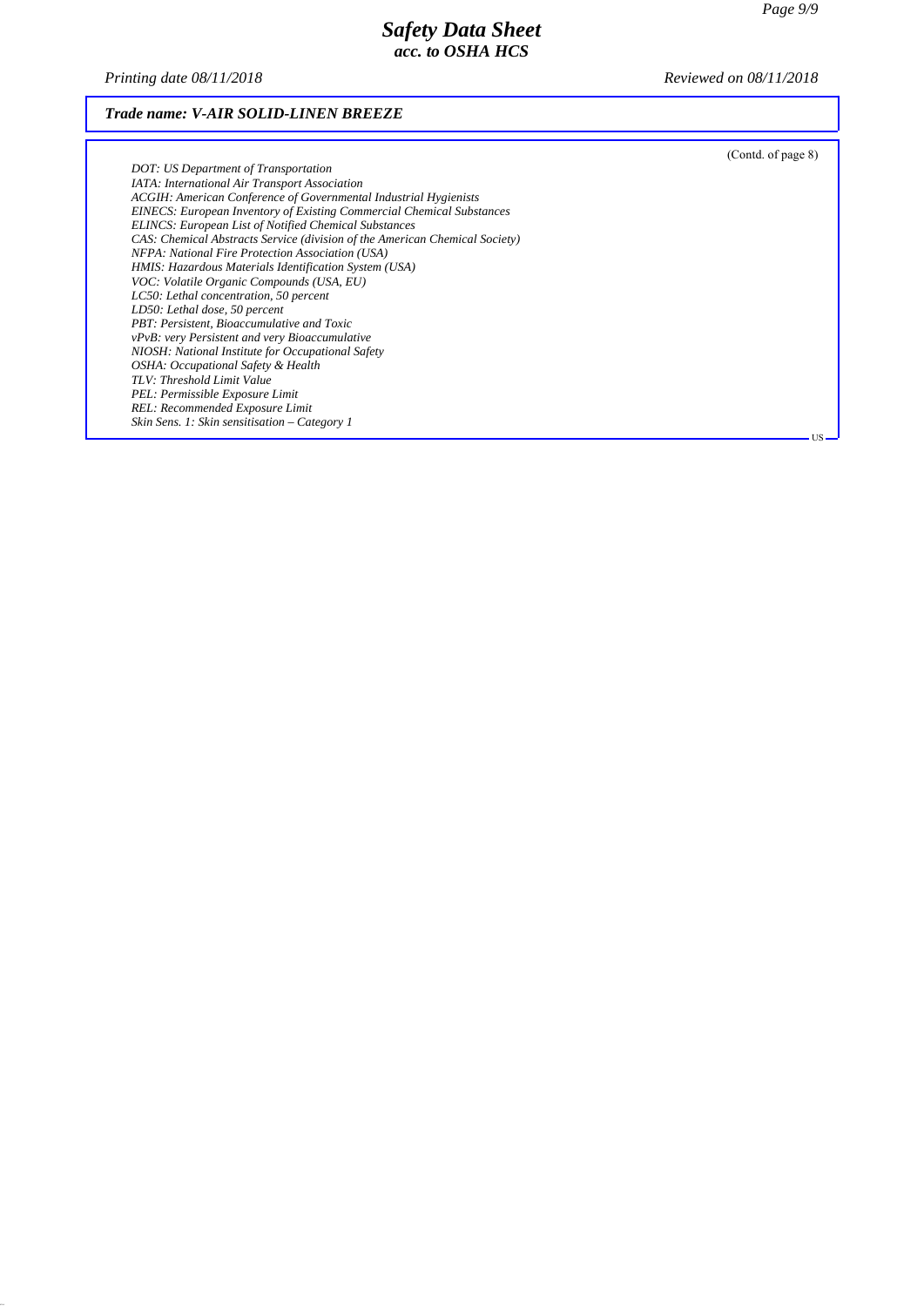*Trade name: V-AIR SOLID-LINEN BREEZE*

(Contd. of page 8)

*DOT: US Department of Transportation*
*IATA: International Air Transport Association*
*ACGIH: American Conference of Governmental Industrial Hygienists*
*EINECS: European Inventory of Existing Commercial Chemical Substances*
*ELINCS: European List of Notified Chemical Substances*
*CAS: Chemical Abstracts Service (division of the American Chemical Society)*
*NFPA: National Fire Protection Association (USA)*
*HMIS: Hazardous Materials Identification System (USA)*
*VOC: Volatile Organic Compounds (USA, EU)*
*LC50: Lethal concentration, 50 percent*
*LD50: Lethal dose, 50 percent*
*PBT: Persistent, Bioaccumulative and Toxic*
*vPvB: very Persistent and very Bioaccumulative*
*NIOSH: National Institute for Occupational Safety*
*OSHA: Occupational Safety & Health*
*TLV: Threshold Limit Value*
*PEL: Permissible Exposure Limit*
*REL: Recommended Exposure Limit*
*Skin Sens. 1: Skin sensitisation – Category 1*

US